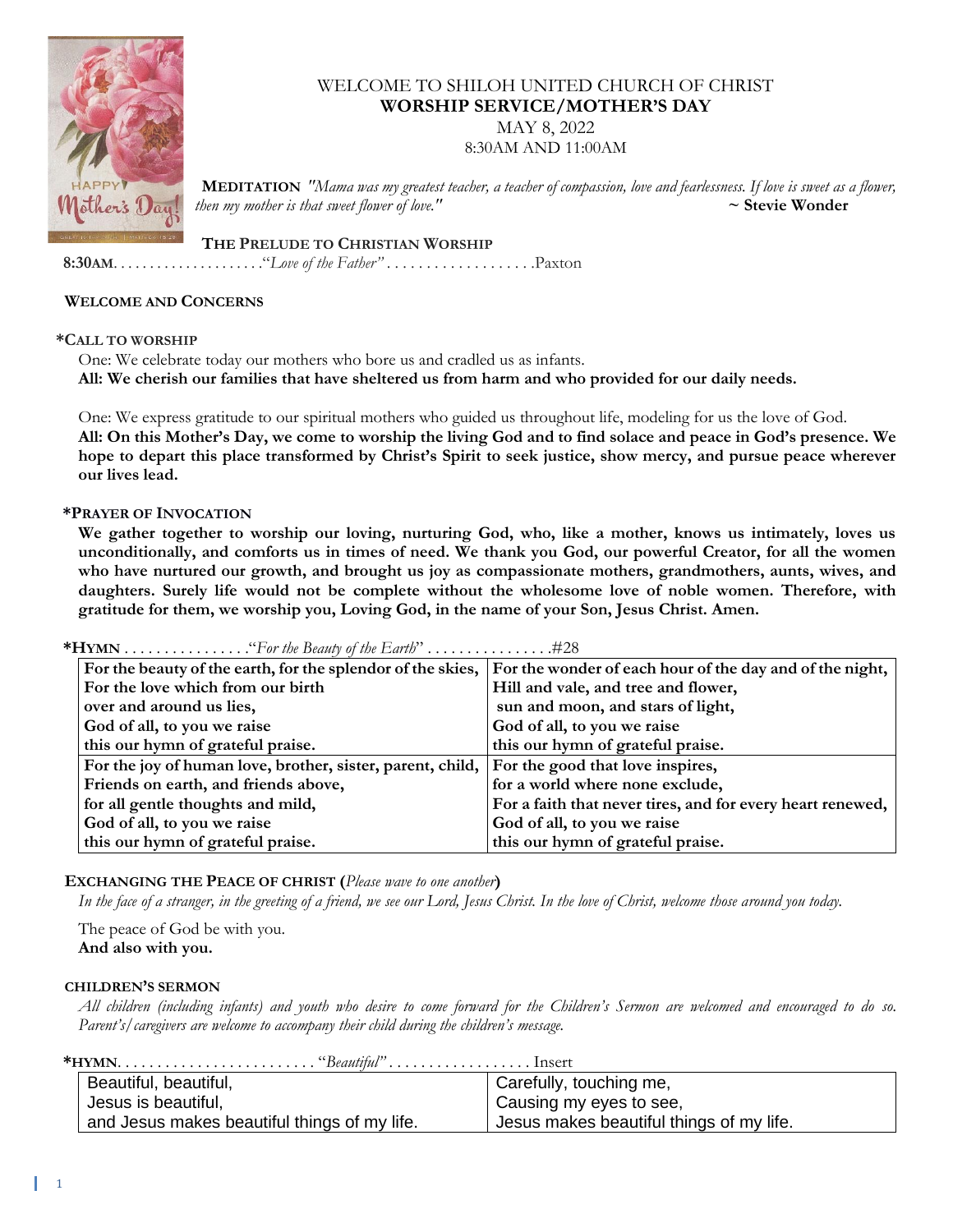WELCOME TO SHILOH UNITED CHURCH OF CHRIST
**WORSHIP SERVICE/MOTHER'S DAY**
MAY 8, 2022
8:30AM AND 11:00AM

**MEDITATION** *"Mama was my greatest teacher, a teacher of compassion, love and fearlessness. If love is sweet as a flower, then my mother is that sweet flower of love."* **~ Stevie Wonder**

**THE PRELUDE TO CHRISTIAN WORSHIP**
**8:30AM**. . . . . . . . . . . . . . . . . . . ."*Love of the Father"* . . . . . . . . . . . . . . . . . . .Paxton

**WELCOME AND CONCERNS**

**\*CALL TO WORSHIP**
One: We celebrate today our mothers who bore us and cradled us as infants.
**All: We cherish our families that have sheltered us from harm and who provided for our daily needs.**

One: We express gratitude to our spiritual mothers who guided us throughout life, modeling for us the love of God.
**All: On this Mother's Day, we come to worship the living God and to find solace and peace in God's presence. We hope to depart this place transformed by Christ's Spirit to seek justice, show mercy, and pursue peace wherever our lives lead.**

**\*PRAYER OF INVOCATION**
**We gather together to worship our loving, nurturing God, who, like a mother, knows us intimately, loves us unconditionally, and comforts us in times of need. We thank you God, our powerful Creator, for all the women who have nurtured our growth, and brought us joy as compassionate mothers, grandmothers, aunts, wives, and daughters. Surely life would not be complete without the wholesome love of noble women. Therefore, with gratitude for them, we worship you, Loving God, in the name of your Son, Jesus Christ. Amen.**

**\*HYMN** . . . . . . . . . . . . . . . ."*For the Beauty of the Earth*" . . . . . . . . . . . . . . . .#28

| | |
|---|---|
| **For the beauty of the earth, for the splendor of the skies,<br>For the love which from our birth<br>over and around us lies,<br>God of all, to you we raise<br>this our hymn of grateful praise.** | **For the wonder of each hour of the day and of the night,<br>Hill and vale, and tree and flower,<br>sun and moon, and stars of light,<br>God of all, to you we raise<br>this our hymn of grateful praise.** |
| **For the joy of human love, brother, sister, parent, child,<br>Friends on earth, and friends above,<br>for all gentle thoughts and mild,<br>God of all, to you we raise<br>this our hymn of grateful praise.** | **For the good that love inspires,<br>for a world where none exclude,<br>For a faith that never tires, and for every heart renewed,<br>God of all, to you we raise<br>this our hymn of grateful praise.** |

**EXCHANGING THE PEACE OF CHRIST (***Please wave to one another***)**
*In the face of a stranger, in the greeting of a friend, we see our Lord, Jesus Christ. In the love of Christ, welcome those around you today.*

The peace of God be with you.
**And also with you.**

**CHILDREN'S SERMON**
*All children (including infants) and youth who desire to come forward for the Children's Sermon are welcomed and encouraged to do so. Parent's/caregivers are welcome to accompany their child during the children's message.*

**\*HYMN**. . . . . . . . . . . . . . . . . . . . . . . . "*Beautiful"* . . . . . . . . . . . . . . . . . . Insert

| | |
|---|---|
| Beautiful, beautiful,<br>Jesus is beautiful,<br>and Jesus makes beautiful things of my life. | Carefully, touching me,<br>Causing my eyes to see,<br>Jesus makes beautiful things of my life. |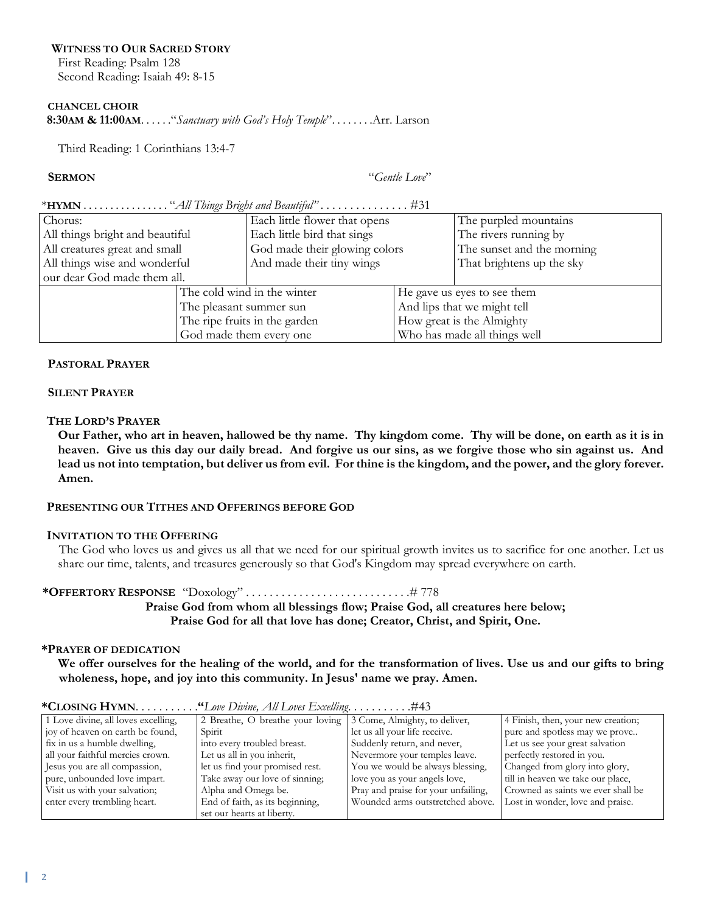**WITNESS TO OUR SACRED STORY**

First Reading: Psalm 128
Second Reading: Isaiah 49: 8-15

**CHANCEL CHOIR**

**8:30AM & 11:00AM**. . . . . .“*Sanctuary with God’s Holy Temple*”. . . . . . . .Arr. Larson

Third Reading: 1 Corinthians 13:4-7

**SERMON** “*Gentle Love*”

*__HYMN__ . . . . . . . . . . . . . . . “*All Things Bright and Beautiful”* . . . . . . . . . . . . . . . #31

| Chorus:<br>All things bright and beautiful<br>All creatures great and small<br>All things wise and wonderful<br>our dear God made them all. | Each little flower that opens<br>Each little bird that sings<br>God made their glowing colors<br>And made their tiny wings | The purpled mountains<br>The rivers running by<br>The sunset and the morning<br>That brightens up the sky |
|---|---|---|
| | The cold wind in the winter<br>The pleasant summer sun<br>The ripe fruits in the garden<br>God made them every one | He gave us eyes to see them<br>And lips that we might tell<br>How great is the Almighty<br>Who has made all things well |

**PASTORAL PRAYER**

**SILENT PRAYER**

**THE LORD’S PRAYER**

**Our Father, who art in heaven, hallowed be thy name. Thy kingdom come. Thy will be done, on earth as it is in heaven. Give us this day our daily bread. And forgive us our sins, as we forgive those who sin against us. And lead us not into temptation, but deliver us from evil. For thine is the kingdom, and the power, and the glory forever. Amen.**

**PRESENTING OUR TITHES AND OFFERINGS BEFORE GOD**

**INVITATION TO THE OFFERING**

The God who loves us and gives us all that we need for our spiritual growth invites us to sacrifice for one another. Let us share our time, talents, and treasures generously so that God's Kingdom may spread everywhere on earth.

***OFFERTORY RESPONSE** “Doxology” . . . . . . . . . . . . . . . . . . . . . . . . . . . .# 778

**Praise God from whom all blessings flow; Praise God, all creatures here below;**
**Praise God for all that love has done; Creator, Christ, and Spirit, One.**

***PRAYER OF DEDICATION**

**We offer ourselves for the healing of the world, and for the transformation of lives. Use us and our gifts to bring wholeness, hope, and joy into this community. In Jesus' name we pray. Amen.**

***CLOSING HYMN**. . . . . . . . . . .**“***Love Divine, All Loves Excelling*. . . . . . . . . . .#43

| 1 Love divine, all loves excelling,<br>joy of heaven on earth be found,<br>fix in us a humble dwelling,<br>all your faithful mercies crown.<br>Jesus you are all compassion,<br>pure, unbounded love impart.<br>Visit us with your salvation;<br>enter every trembling heart. | 2 Breathe, O breathe your loving Spirit<br>into every troubled breast.<br>Let us all in you inherit,<br>let us find your promised rest.<br>Take away our love of sinning;<br>Alpha and Omega be.<br>End of faith, as its beginning,<br>set our hearts at liberty. | 3 Come, Almighty, to deliver,<br>let us all your life receive.<br>Suddenly return, and never,<br>Nevermore your temples leave.<br>You we would be always blessing,<br>love you as your angels love,<br>Pray and praise for your unfailing,<br>Wounded arms outstretched above. | 4 Finish, then, your new creation;<br>pure and spotless may we prove..<br>Let us see your great salvation<br>perfectly restored in you.<br>Changed from glory into glory,<br>till in heaven we take our place,<br>Crowned as saints we ever shall be<br>Lost in wonder, love and praise. |
|---|---|---|---|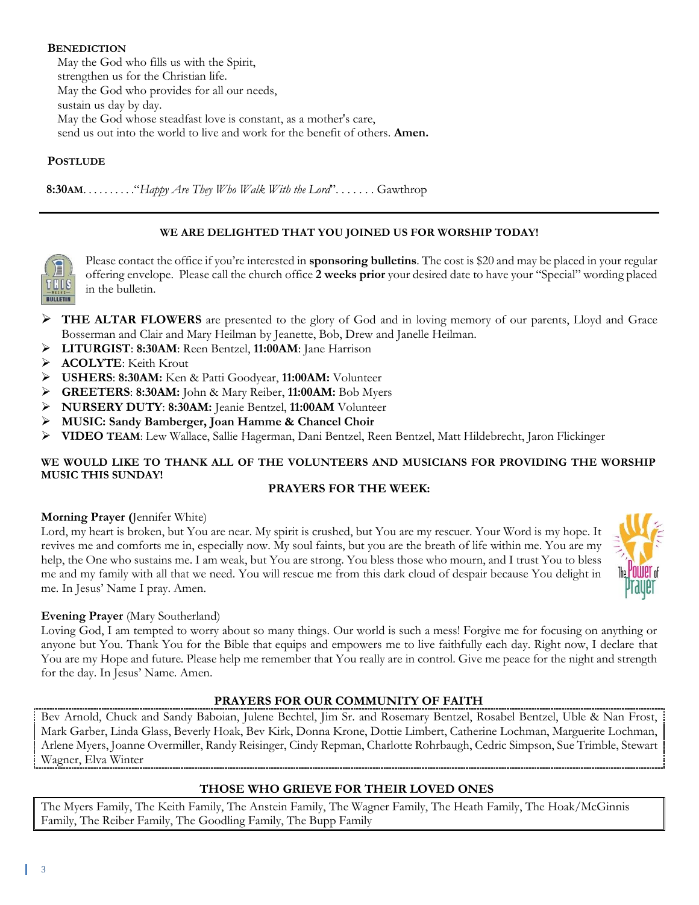**BENEDICTION**

May the God who fills us with the Spirit,
strengthen us for the Christian life.
May the God who provides for all our needs,
sustain us day by day.
May the God whose steadfast love is constant, as a mother's care,
send us out into the world to live and work for the benefit of others. **Amen.**

**POSTLUDE**

**8:30AM**. . . . . . . . . .“*Happy Are They Who Walk With the Lord*”. . . . . . . Gawthrop

---

**WE ARE DELIGHTED THAT YOU JOINED US FOR WORSHIP TODAY!**

Please contact the office if you're interested in **sponsoring bulletins**. The cost is $20 and may be placed in your regular offering envelope. Please call the church office **2 weeks prior** your desired date to have your “Special” wording placed in the bulletin.

- **THE ALTAR FLOWERS** are presented to the glory of God and in loving memory of our parents, Lloyd and Grace Bosserman and Clair and Mary Heilman by Jeanette, Bob, Drew and Janelle Heilman.
- **LITURGIST**: **8:30AM**: Reen Bentzel, **11:00AM**: Jane Harrison
- **ACOLYTE**: Keith Krout
- **USHERS**: **8:30AM:** Ken & Patti Goodyear, **11:00AM:** Volunteer
- **GREETERS**: **8:30AM:** John & Mary Reiber, **11:00AM:** Bob Myers
- **NURSERY DUTY**: **8:30AM:** Jeanie Bentzel, **11:00AM** Volunteer
- **MUSIC: Sandy Bamberger, Joan Hamme & Chancel Choir**
- **VIDEO TEAM**: Lew Wallace, Sallie Hagerman, Dani Bentzel, Reen Bentzel, Matt Hildebrecht, Jaron Flickinger

**WE WOULD LIKE TO THANK ALL OF THE VOLUNTEERS AND MUSICIANS FOR PROVIDING THE WORSHIP MUSIC THIS SUNDAY!**

**PRAYERS FOR THE WEEK:**

**Morning Prayer (**Jennifer White)
Lord, my heart is broken, but You are near. My spirit is crushed, but You are my rescuer. Your Word is my hope. It revives me and comforts me in, especially now. My soul faints, but you are the breath of life within me. You are my help, the One who sustains me. I am weak, but You are strong. You bless those who mourn, and I trust You to bless me and my family with all that we need. You will rescue me from this dark cloud of despair because You delight in me. In Jesus' Name I pray. Amen.

**Evening Prayer** (Mary Southerland)
Loving God, I am tempted to worry about so many things. Our world is such a mess! Forgive me for focusing on anything or anyone but You. Thank You for the Bible that equips and empowers me to live faithfully each day. Right now, I declare that You are my Hope and future. Please help me remember that You really are in control. Give me peace for the night and strength for the day. In Jesus' Name. Amen.

**PRAYERS FOR OUR COMMUNITY OF FAITH**

Bev Arnold, Chuck and Sandy Baboian, Julene Bechtel, Jim Sr. and Rosemary Bentzel, Rosabel Bentzel, Uble & Nan Frost, Mark Garber, Linda Glass, Beverly Hoak, Bev Kirk, Donna Krone, Dottie Limbert, Catherine Lochman, Marguerite Lochman, Arlene Myers, Joanne Overmiller, Randy Reisinger, Cindy Repman, Charlotte Rohrbaugh, Cedric Simpson, Sue Trimble, Stewart Wagner, Elva Winter

**THOSE WHO GRIEVE FOR THEIR LOVED ONES**

The Myers Family, The Keith Family, The Anstein Family, The Wagner Family, The Heath Family, The Hoak/McGinnis Family, The Reiber Family, The Goodling Family, The Bupp Family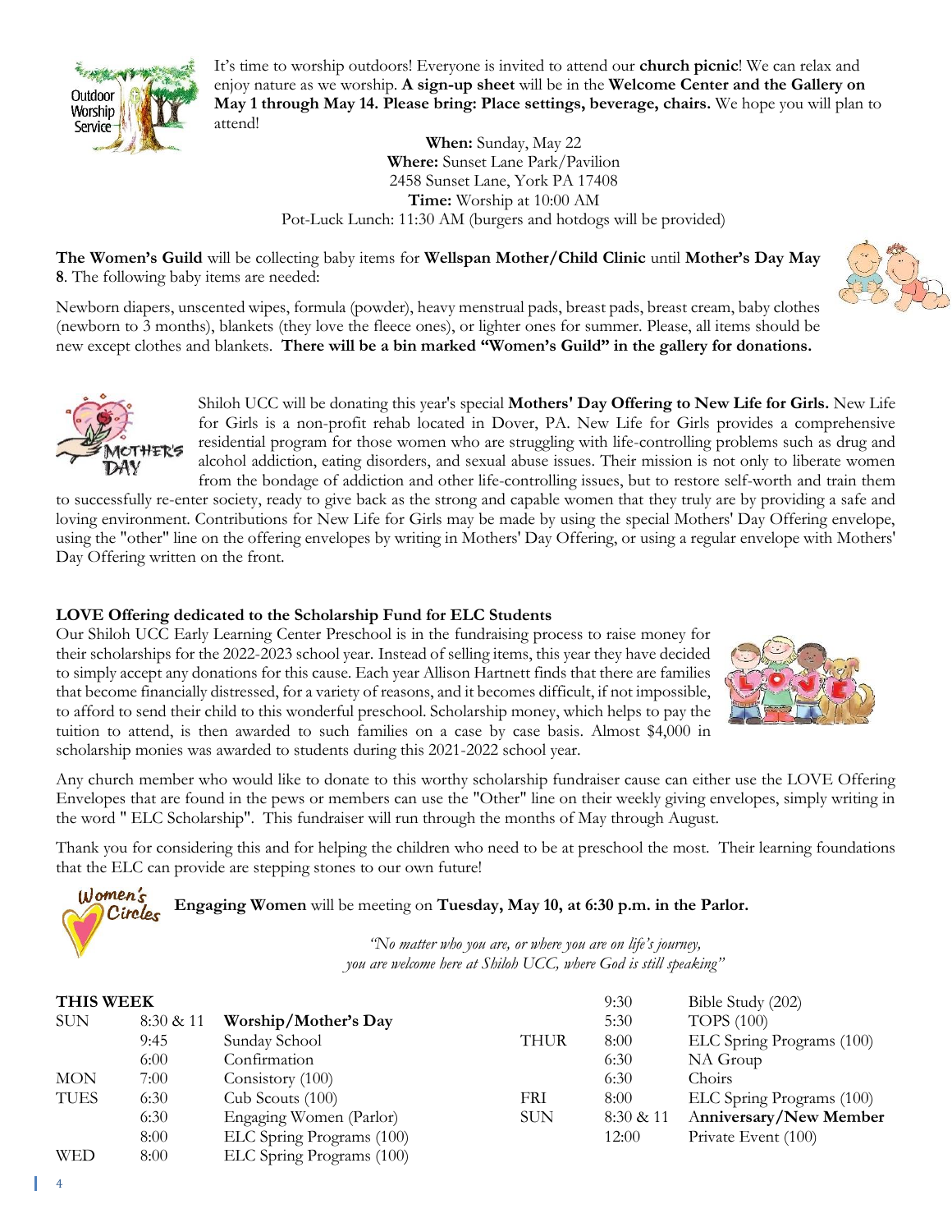It's time to worship outdoors! Everyone is invited to attend our **church picnic**! We can relax and enjoy nature as we worship. **A sign-up sheet** will be in the **Welcome Center and the Gallery on May 1 through May 14. Please bring: Place settings, beverage, chairs.** We hope you will plan to attend!

**When:** Sunday, May 22
**Where:** Sunset Lane Park/Pavilion
2458 Sunset Lane, York PA 17408
**Time:** Worship at 10:00 AM
Pot-Luck Lunch: 11:30 AM (burgers and hotdogs will be provided)

**The Women's Guild** will be collecting baby items for **Wellspan Mother/Child Clinic** until **Mother's Day May 8**. The following baby items are needed:

Newborn diapers, unscented wipes, formula (powder), heavy menstrual pads, breast pads, breast cream, baby clothes (newborn to 3 months), blankets (they love the fleece ones), or lighter ones for summer. Please, all items should be new except clothes and blankets. **There will be a bin marked "Women's Guild" in the gallery for donations.**

Shiloh UCC will be donating this year's special **Mothers' Day Offering to New Life for Girls.** New Life for Girls is a non-profit rehab located in Dover, PA. New Life for Girls provides a comprehensive residential program for those women who are struggling with life-controlling problems such as drug and alcohol addiction, eating disorders, and sexual abuse issues. Their mission is not only to liberate women from the bondage of addiction and other life-controlling issues, but to restore self-worth and train them to successfully re-enter society, ready to give back as the strong and capable women that they truly are by providing a safe and loving environment. Contributions for New Life for Girls may be made by using the special Mothers' Day Offering envelope, using the "other" line on the offering envelopes by writing in Mothers' Day Offering, or using a regular envelope with Mothers' Day Offering written on the front.

**LOVE Offering dedicated to the Scholarship Fund for ELC Students**

Our Shiloh UCC Early Learning Center Preschool is in the fundraising process to raise money for their scholarships for the 2022-2023 school year. Instead of selling items, this year they have decided to simply accept any donations for this cause. Each year Allison Hartnett finds that there are families that become financially distressed, for a variety of reasons, and it becomes difficult, if not impossible, to afford to send their child to this wonderful preschool. Scholarship money, which helps to pay the tuition to attend, is then awarded to such families on a case by case basis. Almost $4,000 in scholarship monies was awarded to students during this 2021-2022 school year.

Any church member who would like to donate to this worthy scholarship fundraiser cause can either use the LOVE Offering Envelopes that are found in the pews or members can use the "Other" line on their weekly giving envelopes, simply writing in the word " ELC Scholarship". This fundraiser will run through the months of May through August.

Thank you for considering this and for helping the children who need to be at preschool the most. Their learning foundations that the ELC can provide are stepping stones to our own future!

**Engaging Women** will be meeting on **Tuesday, May 10, at 6:30 p.m. in the Parlor.**

*"No matter who you are, or where you are on life's journey, you are welcome here at Shiloh UCC, where God is still speaking"*

**THIS WEEK**

| Day | Time | Event |
|---|---|---|
| SUN | 8:30 & 11 | **Worship/Mother's Day** |
| | 9:45 | Sunday School |
| | 6:00 | Confirmation |
| MON | 7:00 | Consistory (100) |
| TUES | 6:30 | Cub Scouts (100) |
| | 6:30 | Engaging Women (Parlor) |
| | 8:00 | ELC Spring Programs (100) |
| WED | 8:00 | ELC Spring Programs (100) |
| | 9:30 | Bible Study (202) |
| | 5:30 | TOPS (100) |
| THUR | 8:00 | ELC Spring Programs (100) |
| | 6:30 | NA Group |
| | 6:30 | Choirs |
| FRI | 8:00 | ELC Spring Programs (100) |
| SUN | 8:30 & 11 | **Anniversary/New Member** |
| | 12:00 | Private Event (100) |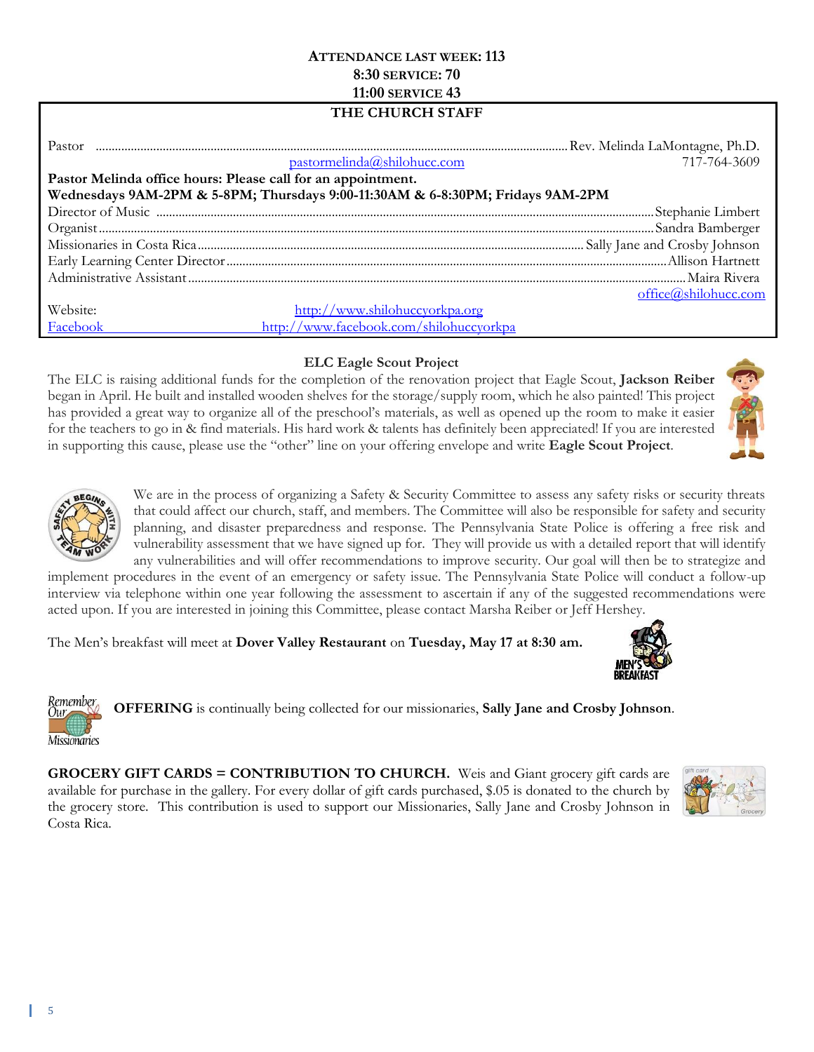**ATTENDANCE LAST WEEK: 113**
**8:30 SERVICE: 70**
**11:00 SERVICE 43**

## THE CHURCH STAFF

Pastor ............ Rev. Melinda LaMontagne, Ph.D.
pastormelinda@shilohucc.com 717-764-3609

**Pastor Melinda office hours: Please call for an appointment.**
**Wednesdays 9AM-2PM & 5-8PM; Thursdays 9:00-11:30AM & 6-8:30PM; Fridays 9AM-2PM**

Director of Music ............ Stephanie Limbert
Organist ............ Sandra Bamberger
Missionaries in Costa Rica ............ Sally Jane and Crosby Johnson
Early Learning Center Director ............ Allison Hartnett
Administrative Assistant ............ Maira Rivera
office@shilohucc.com

Website: http://www.shilohuccyorkpa.org
Facebook http://www.facebook.com/shilohuccyorkpa

### ELC Eagle Scout Project

The ELC is raising additional funds for the completion of the renovation project that Eagle Scout, **Jackson Reiber** began in April. He built and installed wooden shelves for the storage/supply room, which he also painted! This project has provided a great way to organize all of the preschool's materials, as well as opened up the room to make it easier for the teachers to go in & find materials. His hard work & talents has definitely been appreciated! If you are interested in supporting this cause, please use the "other" line on your offering envelope and write **Eagle Scout Project**.

We are in the process of organizing a Safety & Security Committee to assess any safety risks or security threats that could affect our church, staff, and members. The Committee will also be responsible for safety and security planning, and disaster preparedness and response. The Pennsylvania State Police is offering a free risk and vulnerability assessment that we have signed up for. They will provide us with a detailed report that will identify any vulnerabilities and will offer recommendations to improve security. Our goal will then be to strategize and implement procedures in the event of an emergency or safety issue. The Pennsylvania State Police will conduct a follow-up interview via telephone within one year following the assessment to ascertain if any of the suggested recommendations were acted upon. If you are interested in joining this Committee, please contact Marsha Reiber or Jeff Hershey.

The Men's breakfast will meet at **Dover Valley Restaurant** on **Tuesday, May 17 at 8:30 am.**

**OFFERING** is continually being collected for our missionaries, **Sally Jane and Crosby Johnson**.

**GROCERY GIFT CARDS = CONTRIBUTION TO CHURCH.** Weis and Giant grocery gift cards are available for purchase in the gallery. For every dollar of gift cards purchased, $.05 is donated to the church by the grocery store. This contribution is used to support our Missionaries, Sally Jane and Crosby Johnson in Costa Rica.